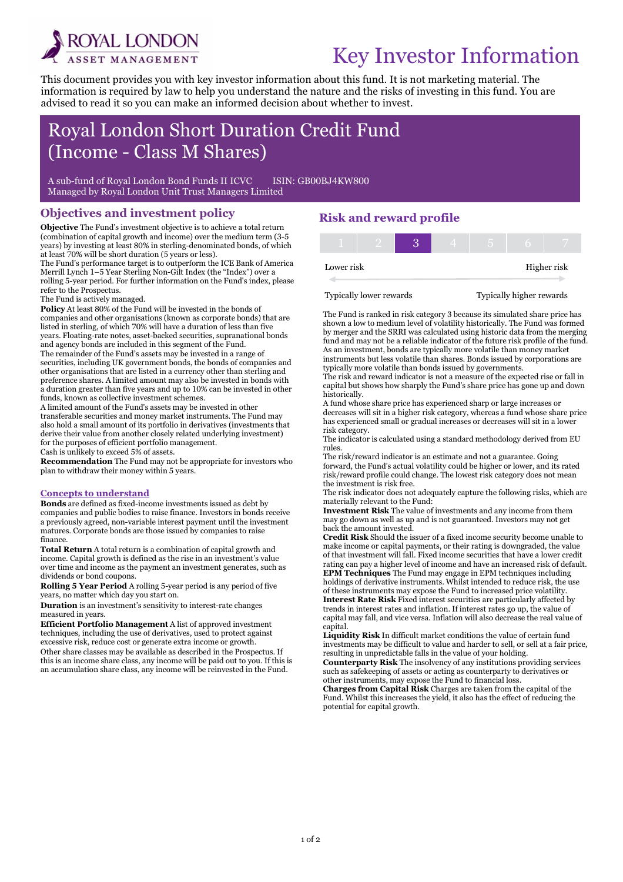# Key Investor Information

This document provides you with key investor information about this fund. It is not marketing material. The information is required by law to help you understand the nature and the risks of investing in this fund. You are advised to read it so you can make an informed decision about whether to invest.

## Royal London Short Duration Credit Fund (Income - Class M Shares)

A sub-fund of Royal London Bond Funds II ICVC ISIN: GB00BJ4KW800
Managed by Royal London Unit Trust Managers Limited

## Objectives and investment policy

**Objective** The Fund's investment objective is to achieve a total return (combination of capital growth and income) over the medium term (3-5 years) by investing at least 80% in sterling-denominated bonds, of which at least 70% will be short duration (5 years or less).

The Fund's performance target is to outperform the ICE Bank of America Merrill Lynch 1–5 Year Sterling Non-Gilt Index (the "Index") over a rolling 5-year period. For further information on the Fund's index, please refer to the Prospectus.

The Fund is actively managed.

**Policy** At least 80% of the Fund will be invested in the bonds of companies and other organisations (known as corporate bonds) that are listed in sterling, of which 70% will have a duration of less than five years. Floating-rate notes, asset-backed securities, supranational bonds and agency bonds are included in this segment of the Fund.

The remainder of the Fund's assets may be invested in a range of securities, including UK government bonds, the bonds of companies and other organisations that are listed in a currency other than sterling and preference shares. A limited amount may also be invested in bonds with a duration greater than five years and up to 10% can be invested in other funds, known as collective investment schemes.

A limited amount of the Fund's assets may be invested in other transferable securities and money market instruments. The Fund may also hold a small amount of its portfolio in derivatives (investments that derive their value from another closely related underlying investment) for the purposes of efficient portfolio management.

Cash is unlikely to exceed 5% of assets.

**Recommendation** The Fund may not be appropriate for investors who plan to withdraw their money within 5 years.

### Concepts to understand

**Bonds** are defined as fixed-income investments issued as debt by companies and public bodies to raise finance. Investors in bonds receive a previously agreed, non-variable interest payment until the investment matures. Corporate bonds are those issued by companies to raise finance.

**Total Return** A total return is a combination of capital growth and income. Capital growth is defined as the rise in an investment's value over time and income as the payment an investment generates, such as dividends or bond coupons.

**Rolling 5 Year Period** A rolling 5-year period is any period of five years, no matter which day you start on.

**Duration** is an investment's sensitivity to interest-rate changes measured in years.

**Efficient Portfolio Management** A list of approved investment techniques, including the use of derivatives, used to protect against excessive risk, reduce cost or generate extra income or growth.

Other share classes may be available as described in the Prospectus. If this is an income share class, any income will be paid out to you. If this is an accumulation share class, any income will be reinvested in the Fund.

## Risk and reward profile

| 1 | 2 | **3** | 4 | 5 | 6 | 7 |
|---|---|---|---|---|---|---|

Lower risk — Higher risk

Typically lower rewards — Typically higher rewards

The Fund is ranked in risk category 3 because its simulated share price has shown a low to medium level of volatility historically. The Fund was formed by merger and the SRRI was calculated using historic data from the merging fund and may not be a reliable indicator of the future risk profile of the fund. As an investment, bonds are typically more volatile than money market instruments but less volatile than shares. Bonds issued by corporations are typically more volatile than bonds issued by governments.

The risk and reward indicator is not a measure of the expected rise or fall in capital but shows how sharply the Fund's share price has gone up and down historically.

A fund whose share price has experienced sharp or large increases or decreases will sit in a higher risk category, whereas a fund whose share price has experienced small or gradual increases or decreases will sit in a lower risk category.

The indicator is calculated using a standard methodology derived from EU rules.

The risk/reward indicator is an estimate and not a guarantee. Going forward, the Fund's actual volatility could be higher or lower, and its rated risk/reward profile could change. The lowest risk category does not mean the investment is risk free.

The risk indicator does not adequately capture the following risks, which are materially relevant to the Fund:

**Investment Risk** The value of investments and any income from them may go down as well as up and is not guaranteed. Investors may not get back the amount invested.

**Credit Risk** Should the issuer of a fixed income security become unable to make income or capital payments, or their rating is downgraded, the value of that investment will fall. Fixed income securities that have a lower credit rating can pay a higher level of income and have an increased risk of default.

**EPM Techniques** The Fund may engage in EPM techniques including holdings of derivative instruments. Whilst intended to reduce risk, the use of these instruments may expose the Fund to increased price volatility.

**Interest Rate Risk** Fixed interest securities are particularly affected by trends in interest rates and inflation. If interest rates go up, the value of capital may fall, and vice versa. Inflation will also decrease the real value of capital.

**Liquidity Risk** In difficult market conditions the value of certain fund investments may be difficult to value and harder to sell, or sell at a fair price, resulting in unpredictable falls in the value of your holding.

**Counterparty Risk** The insolvency of any institutions providing services such as safekeeping of assets or acting as counterparty to derivatives or other instruments, may expose the Fund to financial loss.

**Charges from Capital Risk** Charges are taken from the capital of the Fund. Whilst this increases the yield, it also has the effect of reducing the potential for capital growth.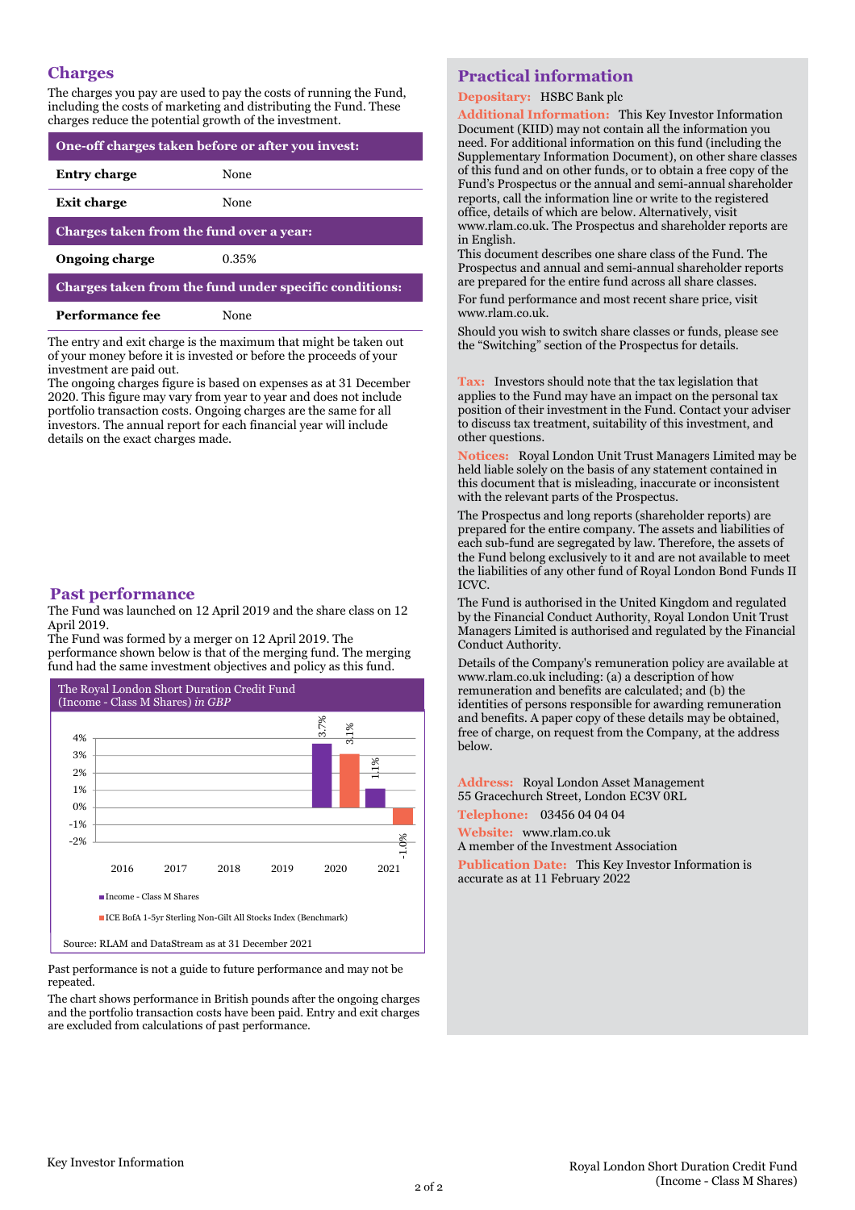## Charges

The charges you pay are used to pay the costs of running the Fund, including the costs of marketing and distributing the Fund. These charges reduce the potential growth of the investment.

| One-off charges taken before or after you invest: | |
|---|---|
| **Entry charge** | None |
| **Exit charge** | None |
| **Charges taken from the fund over a year:** | |
| **Ongoing charge** | 0.35% |
| **Charges taken from the fund under specific conditions:** | |
| **Performance fee** | None |

The entry and exit charge is the maximum that might be taken out of your money before it is invested or before the proceeds of your investment are paid out.
The ongoing charges figure is based on expenses as at 31 December 2020. This figure may vary from year to year and does not include portfolio transaction costs. Ongoing charges are the same for all investors. The annual report for each financial year will include details on the exact charges made.

## Past performance

The Fund was launched on 12 April 2019 and the share class on 12 April 2019.
The Fund was formed by a merger on 12 April 2019. The performance shown below is that of the merging fund. The merging fund had the same investment objectives and policy as this fund.

The Royal London Short Duration Credit Fund (Income - Class M Shares) *in GBP*

4%
3%
2%
1%
0%
-1%
-2%

2016 2017 2018 2019 2020 2021

3.7%
3.1%
1.1%
-1.0%

Income - Class M Shares
ICE BofA 1-5yr Sterling Non-Gilt All Stocks Index (Benchmark)

Source: RLAM and DataStream as at 31 December 2021

Past performance is not a guide to future performance and may not be repeated.

The chart shows performance in British pounds after the ongoing charges and the portfolio transaction costs have been paid. Entry and exit charges are excluded from calculations of past performance.

## Practical information

**Depositary:** HSBC Bank plc

**Additional Information:** This Key Investor Information Document (KIID) may not contain all the information you need. For additional information on this fund (including the Supplementary Information Document), on other share classes of this fund and on other funds, or to obtain a free copy of the Fund's Prospectus or the annual and semi-annual shareholder reports, call the information line or write to the registered office, details of which are below. Alternatively, visit www.rlam.co.uk. The Prospectus and shareholder reports are in English.
This document describes one share class of the Fund. The Prospectus and annual and semi-annual shareholder reports are prepared for the entire fund across all share classes.

For fund performance and most recent share price, visit www.rlam.co.uk.

Should you wish to switch share classes or funds, please see the "Switching" section of the Prospectus for details.

**Tax:** Investors should note that the tax legislation that applies to the Fund may have an impact on the personal tax position of their investment in the Fund. Contact your adviser to discuss tax treatment, suitability of this investment, and other questions.

**Notices:** Royal London Unit Trust Managers Limited may be held liable solely on the basis of any statement contained in this document that is misleading, inaccurate or inconsistent with the relevant parts of the Prospectus.

The Prospectus and long reports (shareholder reports) are prepared for the entire company. The assets and liabilities of each sub-fund are segregated by law. Therefore, the assets of the Fund belong exclusively to it and are not available to meet the liabilities of any other fund of Royal London Bond Funds II ICVC.

The Fund is authorised in the United Kingdom and regulated by the Financial Conduct Authority, Royal London Unit Trust Managers Limited is authorised and regulated by the Financial Conduct Authority.

Details of the Company's remuneration policy are available at www.rlam.co.uk including: (a) a description of how remuneration and benefits are calculated; and (b) the identities of persons responsible for awarding remuneration and benefits. A paper copy of these details may be obtained, free of charge, on request from the Company, at the address below.

**Address:** Royal London Asset Management
55 Gracechurch Street, London EC3V 0RL

**Telephone:** 03456 04 04 04

**Website:** www.rlam.co.uk
A member of the Investment Association

**Publication Date:** This Key Investor Information is accurate as at 11 February 2022